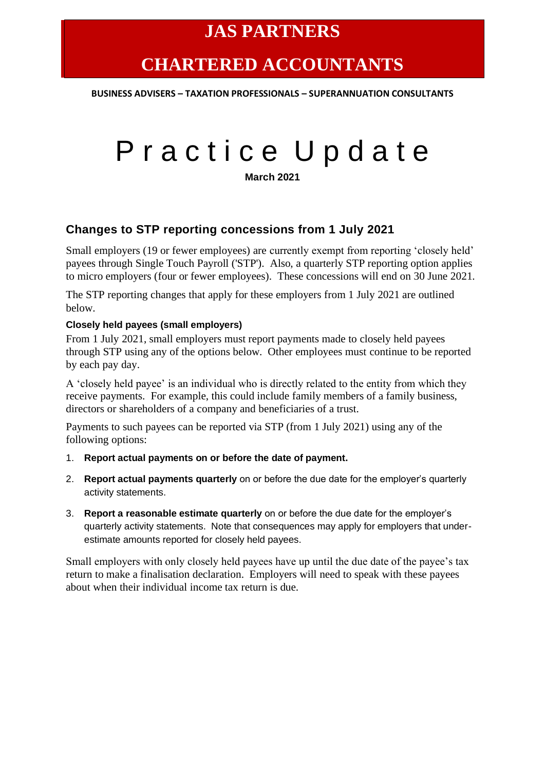# JAS PARTNERS

# CHARTERED ACCOUNTANTS

**BUSINESS ADVISERS – TAXATION PROFESSIONALS – SUPERANNUATION CONSULTANTS**

# Practice Update

**March 2021**

## Changes to STP reporting concessions from 1 July 2021

Small employers (19 or fewer employees) are currently exempt from reporting 'closely held' payees through Single Touch Payroll ('STP'). Also, a quarterly STP reporting option applies to micro employers (four or fewer employees). These concessions will end on 30 June 2021.

The STP reporting changes that apply for these employers from 1 July 2021 are outlined below.

### Closely held payees (small employers)

From 1 July 2021, small employers must report payments made to closely held payees through STP using any of the options below. Other employees must continue to be reported by each pay day.

A 'closely held payee' is an individual who is directly related to the entity from which they receive payments. For example, this could include family members of a family business, directors or shareholders of a company and beneficiaries of a trust.

Payments to such payees can be reported via STP (from 1 July 2021) using any of the following options:

1. **Report actual payments on or before the date of payment.**
2. **Report actual payments quarterly** on or before the due date for the employer's quarterly activity statements.
3. **Report a reasonable estimate quarterly** on or before the due date for the employer's quarterly activity statements. Note that consequences may apply for employers that under-estimate amounts reported for closely held payees.

Small employers with only closely held payees have up until the due date of the payee's tax return to make a finalisation declaration. Employers will need to speak with these payees about when their individual income tax return is due.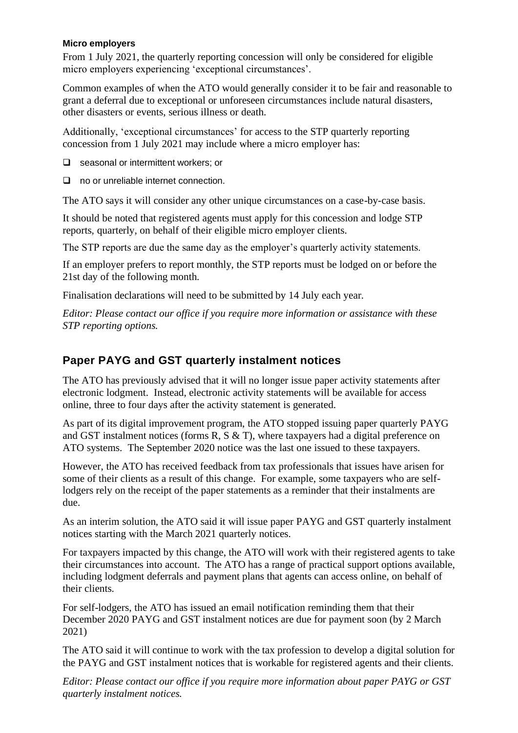#### Micro employers

From 1 July 2021, the quarterly reporting concession will only be considered for eligible micro employers experiencing 'exceptional circumstances'.

Common examples of when the ATO would generally consider it to be fair and reasonable to grant a deferral due to exceptional or unforeseen circumstances include natural disasters, other disasters or events, serious illness or death.

Additionally, 'exceptional circumstances' for access to the STP quarterly reporting concession from 1 July 2021 may include where a micro employer has:

- seasonal or intermittent workers; or
- no or unreliable internet connection.

The ATO says it will consider any other unique circumstances on a case-by-case basis.

It should be noted that registered agents must apply for this concession and lodge STP reports, quarterly, on behalf of their eligible micro employer clients.

The STP reports are due the same day as the employer's quarterly activity statements.

If an employer prefers to report monthly, the STP reports must be lodged on or before the 21st day of the following month.

Finalisation declarations will need to be submitted by 14 July each year.

*Editor: Please contact our office if you require more information or assistance with these STP reporting options.*

## Paper PAYG and GST quarterly instalment notices

The ATO has previously advised that it will no longer issue paper activity statements after electronic lodgment. Instead, electronic activity statements will be available for access online, three to four days after the activity statement is generated.

As part of its digital improvement program, the ATO stopped issuing paper quarterly PAYG and GST instalment notices (forms R, S & T), where taxpayers had a digital preference on ATO systems. The September 2020 notice was the last one issued to these taxpayers.

However, the ATO has received feedback from tax professionals that issues have arisen for some of their clients as a result of this change. For example, some taxpayers who are self-lodgers rely on the receipt of the paper statements as a reminder that their instalments are due.

As an interim solution, the ATO said it will issue paper PAYG and GST quarterly instalment notices starting with the March 2021 quarterly notices.

For taxpayers impacted by this change, the ATO will work with their registered agents to take their circumstances into account. The ATO has a range of practical support options available, including lodgment deferrals and payment plans that agents can access online, on behalf of their clients.

For self-lodgers, the ATO has issued an email notification reminding them that their December 2020 PAYG and GST instalment notices are due for payment soon (by 2 March 2021)

The ATO said it will continue to work with the tax profession to develop a digital solution for the PAYG and GST instalment notices that is workable for registered agents and their clients.

*Editor: Please contact our office if you require more information about paper PAYG or GST quarterly instalment notices.*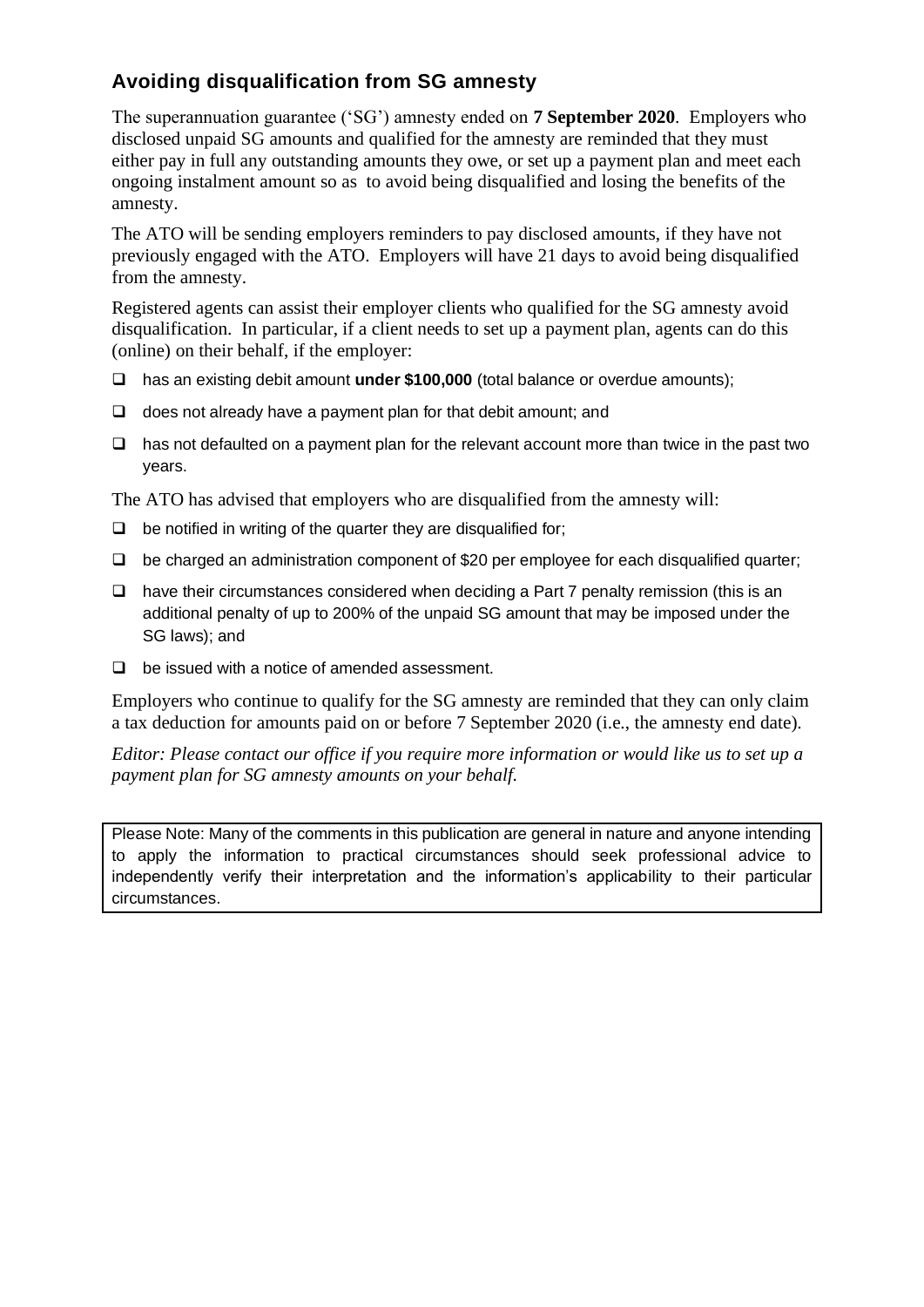## Avoiding disqualification from SG amnesty

The superannuation guarantee ('SG') amnesty ended on **7 September 2020**. Employers who disclosed unpaid SG amounts and qualified for the amnesty are reminded that they must either pay in full any outstanding amounts they owe, or set up a payment plan and meet each ongoing instalment amount so as to avoid being disqualified and losing the benefits of the amnesty.

The ATO will be sending employers reminders to pay disclosed amounts, if they have not previously engaged with the ATO. Employers will have 21 days to avoid being disqualified from the amnesty.

Registered agents can assist their employer clients who qualified for the SG amnesty avoid disqualification. In particular, if a client needs to set up a payment plan, agents can do this (online) on their behalf, if the employer:

- has an existing debit amount **under $100,000** (total balance or overdue amounts);
- does not already have a payment plan for that debit amount; and
- has not defaulted on a payment plan for the relevant account more than twice in the past two years.

The ATO has advised that employers who are disqualified from the amnesty will:

- be notified in writing of the quarter they are disqualified for;
- be charged an administration component of $20 per employee for each disqualified quarter;
- have their circumstances considered when deciding a Part 7 penalty remission (this is an additional penalty of up to 200% of the unpaid SG amount that may be imposed under the SG laws); and
- be issued with a notice of amended assessment.

Employers who continue to qualify for the SG amnesty are reminded that they can only claim a tax deduction for amounts paid on or before 7 September 2020 (i.e., the amnesty end date).

*Editor: Please contact our office if you require more information or would like us to set up a payment plan for SG amnesty amounts on your behalf.*

Please Note: Many of the comments in this publication are general in nature and anyone intending to apply the information to practical circumstances should seek professional advice to independently verify their interpretation and the information's applicability to their particular circumstances.